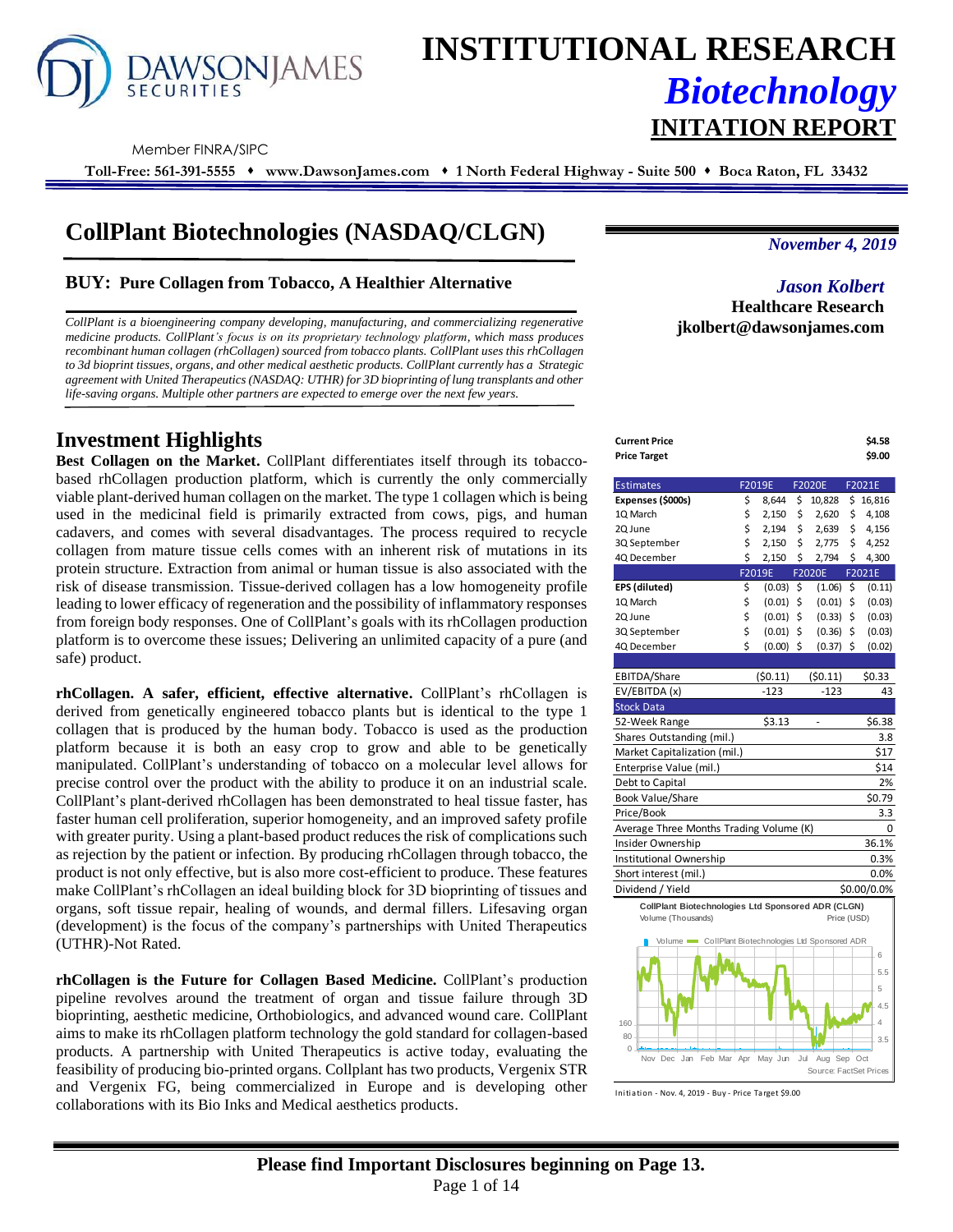# INSTITUTIONAL RESEARCH

## *Biotechnology*

## INITATION REPORT

Member FINRA/SIPC

**Toll-Free: 561-391-5555 ♦ www.DawsonJames.com ♦ 1 North Federal Highway - Suite 500 ♦ Boca Raton, FL 33432**

# CollPlant Biotechnologies (NASDAQ/CLGN)

*November 4, 2019*

### BUY: Pure Collagen from Tobacco, A Healthier Alternative

*Jason Kolbert*
**Healthcare Research**
**jkolbert@dawsonjames.com**

*CollPlant is a bioengineering company developing, manufacturing, and commercializing regenerative medicine products. CollPlant's focus is on its proprietary technology platform, which mass produces recombinant human collagen (rhCollagen) sourced from tobacco plants. CollPlant uses this rhCollagen to 3d bioprint tissues, organs, and other medical aesthetic products. CollPlant currently has a Strategic agreement with United Therapeutics (NASDAQ: UTHR) for 3D bioprinting of lung transplants and other life-saving organs. Multiple other partners are expected to emerge over the next few years.*

## Investment Highlights

**Best Collagen on the Market.** CollPlant differentiates itself through its tobacco-based rhCollagen production platform, which is currently the only commercially viable plant-derived human collagen on the market. The type 1 collagen which is being used in the medicinal field is primarily extracted from cows, pigs, and human cadavers, and comes with several disadvantages. The process required to recycle collagen from mature tissue cells comes with an inherent risk of mutations in its protein structure. Extraction from animal or human tissue is also associated with the risk of disease transmission. Tissue-derived collagen has a low homogeneity profile leading to lower efficacy of regeneration and the possibility of inflammatory responses from foreign body responses. One of CollPlant's goals with its rhCollagen production platform is to overcome these issues; Delivering an unlimited capacity of a pure (and safe) product.

**rhCollagen. A safer, efficient, effective alternative.** CollPlant's rhCollagen is derived from genetically engineered tobacco plants but is identical to the type 1 collagen that is produced by the human body. Tobacco is used as the production platform because it is both an easy crop to grow and able to be genetically manipulated. CollPlant's understanding of tobacco on a molecular level allows for precise control over the product with the ability to produce it on an industrial scale. CollPlant's plant-derived rhCollagen has been demonstrated to heal tissue faster, has faster human cell proliferation, superior homogeneity, and an improved safety profile with greater purity. Using a plant-based product reduces the risk of complications such as rejection by the patient or infection. By producing rhCollagen through tobacco, the product is not only effective, but is also more cost-efficient to produce. These features make CollPlant's rhCollagen an ideal building block for 3D bioprinting of tissues and organs, soft tissue repair, healing of wounds, and dermal fillers. Lifesaving organ (development) is the focus of the company's partnerships with United Therapeutics (UTHR)-Not Rated.

**rhCollagen is the Future for Collagen Based Medicine.** CollPlant's production pipeline revolves around the treatment of organ and tissue failure through 3D bioprinting, aesthetic medicine, Orthobiologics, and advanced wound care. CollPlant aims to make its rhCollagen platform technology the gold standard for collagen-based products. A partnership with United Therapeutics is active today, evaluating the feasibility of producing bio-printed organs. Collplant has two products, Vergenix STR and Vergenix FG, being commercialized in Europe and is developing other collaborations with its Bio Inks and Medical aesthetics products.

| | |
|---|---|
| **Current Price** | **$4.58** |
| **Price Target** | **$9.00** |

| Estimates | F2019E | F2020E | F2021E |
|---|---|---|---|
| **Expenses ($000s)** | $ 8,644 | $ 10,828 | $ 16,816 |
| 1Q March | $ 2,150 | $ 2,620 | $ 4,108 |
| 2Q June | $ 2,194 | $ 2,639 | $ 4,156 |
| 3Q September | $ 2,150 | $ 2,775 | $ 4,252 |
| 4Q December | $ 2,150 | $ 2,794 | $ 4,300 |
| | **F2019E** | **F2020E** | **F2021E** |
| **EPS (diluted)** | $ (0.03) | $ (1.06) | $ (0.11) |
| 1Q March | $ (0.01) | $ (0.01) | $ (0.03) |
| 2Q June | $ (0.01) | $ (0.33) | $ (0.03) |
| 3Q September | $ (0.01) | $ (0.36) | $ (0.03) |
| 4Q December | $ (0.00) | $ (0.37) | $ (0.02) |
| | | | |
| EBITDA/Share | ($0.11) | ($0.11) | $0.33 |
| EV/EBITDA (x) | -123 | -123 | 43 |

| Stock Data | | | |
|---|---|---|---|
| 52-Week Range | $3.13 | - | $6.38 |
| Shares Outstanding (mil.) | | | 3.8 |
| Market Capitalization (mil.) | | | $17 |
| Enterprise Value (mil.) | | | $14 |
| Debt to Capital | | | 2% |
| Book Value/Share | | | $0.79 |
| Price/Book | | | 3.3 |
| Average Three Months Trading Volume (K) | | | 0 |
| Insider Ownership | | | 36.1% |
| Institutional Ownership | | | 0.3% |
| Short interest (mil.) | | | 0.0% |
| Dividend / Yield | | | $0.00/0.0% |

**CollPlant Biotechnologies Ltd Sponsored ADR (CLGN)**
Volume (Thousands) Price (USD)

Volume — CollPlant Biotechnologies Ltd Sponsored ADR

Source: FactSet Prices

Initiation - Nov. 4, 2019 - Buy - Price Target $9.00

**Please find Important Disclosures beginning on Page 13.**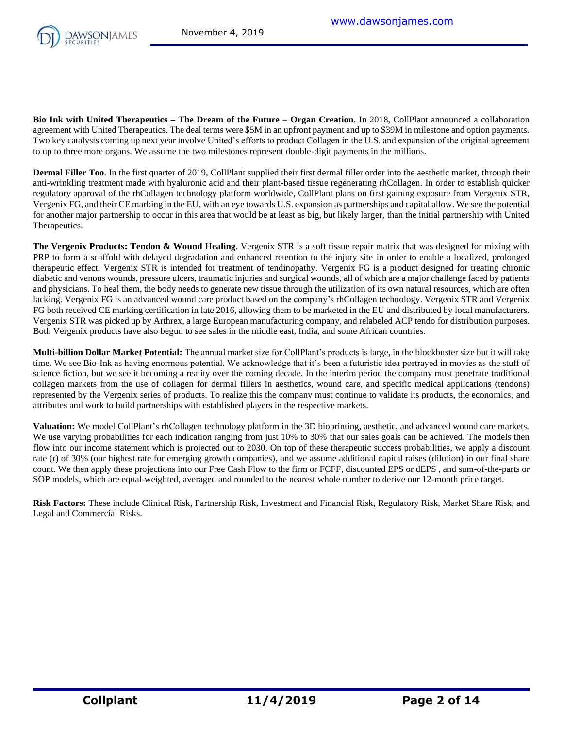**Bio Ink with United Therapeutics – The Dream of the Future** – **Organ Creation**. In 2018, CollPlant announced a collaboration agreement with United Therapeutics. The deal terms were $5M in an upfront payment and up to $39M in milestone and option payments. Two key catalysts coming up next year involve United's efforts to product Collagen in the U.S. and expansion of the original agreement to up to three more organs. We assume the two milestones represent double-digit payments in the millions.

**Dermal Filler Too**. In the first quarter of 2019, CollPlant supplied their first dermal filler order into the aesthetic market, through their anti-wrinkling treatment made with hyaluronic acid and their plant-based tissue regenerating rhCollagen. In order to establish quicker regulatory approval of the rhCollagen technology platform worldwide, CollPlant plans on first gaining exposure from Vergenix STR, Vergenix FG, and their CE marking in the EU, with an eye towards U.S. expansion as partnerships and capital allow. We see the potential for another major partnership to occur in this area that would be at least as big, but likely larger, than the initial partnership with United Therapeutics.

**The Vergenix Products: Tendon & Wound Healing**. Vergenix STR is a soft tissue repair matrix that was designed for mixing with PRP to form a scaffold with delayed degradation and enhanced retention to the injury site in order to enable a localized, prolonged therapeutic effect. Vergenix STR is intended for treatment of tendinopathy. Vergenix FG is a product designed for treating chronic diabetic and venous wounds, pressure ulcers, traumatic injuries and surgical wounds, all of which are a major challenge faced by patients and physicians. To heal them, the body needs to generate new tissue through the utilization of its own natural resources, which are often lacking. Vergenix FG is an advanced wound care product based on the company's rhCollagen technology. Vergenix STR and Vergenix FG both received CE marking certification in late 2016, allowing them to be marketed in the EU and distributed by local manufacturers. Vergenix STR was picked up by Arthrex, a large European manufacturing company, and relabeled ACP tendo for distribution purposes. Both Vergenix products have also begun to see sales in the middle east, India, and some African countries.

**Multi-billion Dollar Market Potential:** The annual market size for CollPlant's products is large, in the blockbuster size but it will take time. We see Bio-Ink as having enormous potential. We acknowledge that it's been a futuristic idea portrayed in movies as the stuff of science fiction, but we see it becoming a reality over the coming decade. In the interim period the company must penetrate traditional collagen markets from the use of collagen for dermal fillers in aesthetics, wound care, and specific medical applications (tendons) represented by the Vergenix series of products. To realize this the company must continue to validate its products, the economics, and attributes and work to build partnerships with established players in the respective markets.

**Valuation:** We model CollPlant's rhCollagen technology platform in the 3D bioprinting, aesthetic, and advanced wound care markets. We use varying probabilities for each indication ranging from just 10% to 30% that our sales goals can be achieved. The models then flow into our income statement which is projected out to 2030. On top of these therapeutic success probabilities, we apply a discount rate (r) of 30% (our highest rate for emerging growth companies), and we assume additional capital raises (dilution) in our final share count. We then apply these projections into our Free Cash Flow to the firm or FCFF, discounted EPS or dEPS , and sum-of-the-parts or SOP models, which are equal-weighted, averaged and rounded to the nearest whole number to derive our 12-month price target.

**Risk Factors:** These include Clinical Risk, Partnership Risk, Investment and Financial Risk, Regulatory Risk, Market Share Risk, and Legal and Commercial Risks.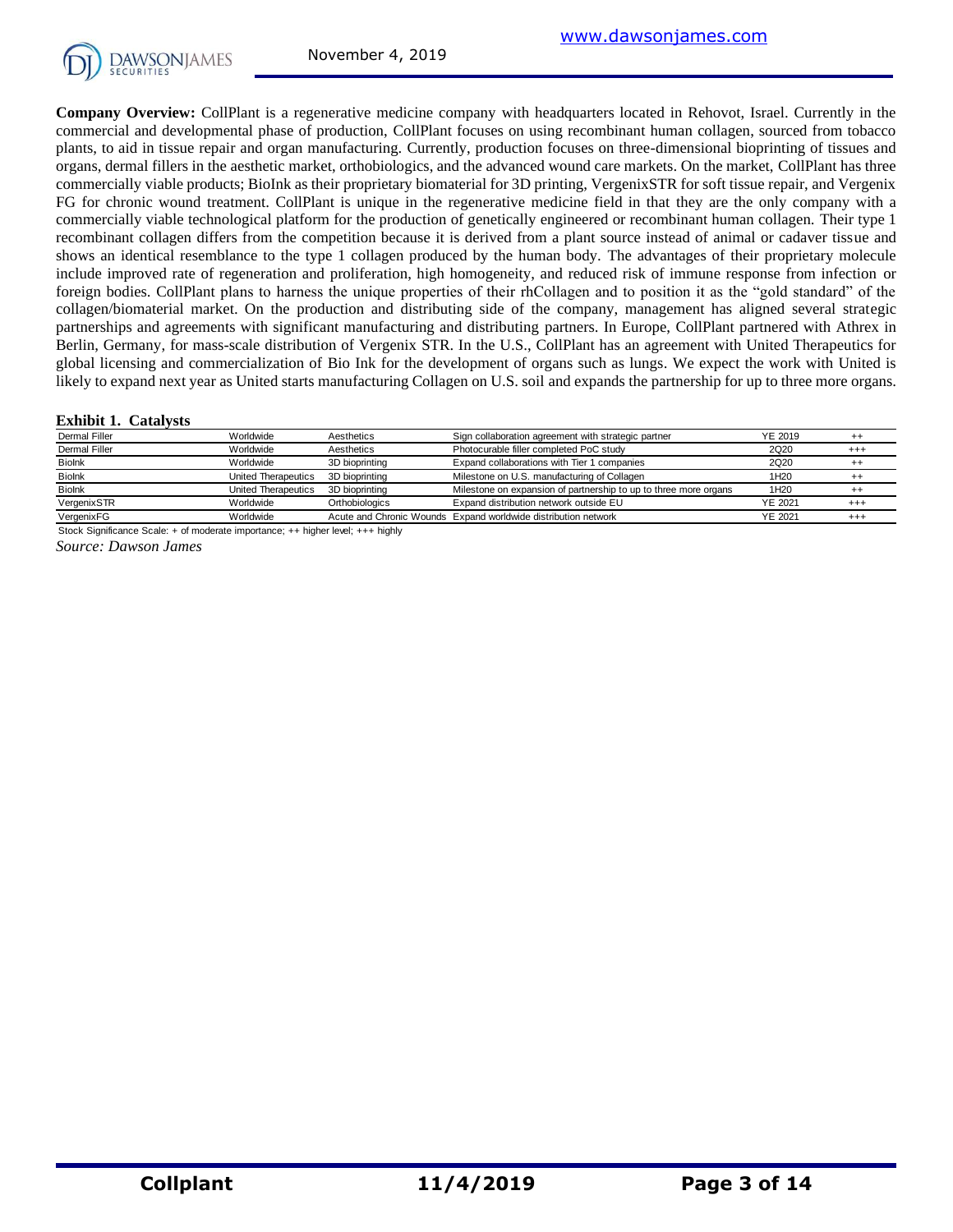**Company Overview:** CollPlant is a regenerative medicine company with headquarters located in Rehovot, Israel. Currently in the commercial and developmental phase of production, CollPlant focuses on using recombinant human collagen, sourced from tobacco plants, to aid in tissue repair and organ manufacturing. Currently, production focuses on three-dimensional bioprinting of tissues and organs, dermal fillers in the aesthetic market, orthobiologics, and the advanced wound care markets. On the market, CollPlant has three commercially viable products; BioInk as their proprietary biomaterial for 3D printing, VergenixSTR for soft tissue repair, and Vergenix FG for chronic wound treatment. CollPlant is unique in the regenerative medicine field in that they are the only company with a commercially viable technological platform for the production of genetically engineered or recombinant human collagen. Their type 1 recombinant collagen differs from the competition because it is derived from a plant source instead of animal or cadaver tissue and shows an identical resemblance to the type 1 collagen produced by the human body. The advantages of their proprietary molecule include improved rate of regeneration and proliferation, high homogeneity, and reduced risk of immune response from infection or foreign bodies. CollPlant plans to harness the unique properties of their rhCollagen and to position it as the "gold standard" of the collagen/biomaterial market. On the production and distributing side of the company, management has aligned several strategic partnerships and agreements with significant manufacturing and distributing partners. In Europe, CollPlant partnered with Athrex in Berlin, Germany, for mass-scale distribution of Vergenix STR. In the U.S., CollPlant has an agreement with United Therapeutics for global licensing and commercialization of Bio Ink for the development of organs such as lungs. We expect the work with United is likely to expand next year as United starts manufacturing Collagen on U.S. soil and expands the partnership for up to three more organs.

**Exhibit 1. Catalysts**

| | | | | | |
|---|---|---|---|---|---|
| Dermal Filler | Worldwide | Aesthetics | Sign collaboration agreement with strategic partner | YE 2019 | ++ |
| Dermal Filler | Worldwide | Aesthetics | Photocurable filler completed PoC study | 2Q20 | +++ |
| BioInk | Worldwide | 3D bioprinting | Expand collaborations with Tier 1 companies | 2Q20 | ++ |
| BioInk | United Therapeutics | 3D bioprinting | Milestone on U.S. manufacturing of Collagen | 1H20 | ++ |
| BioInk | United Therapeutics | 3D bioprinting | Milestone on expansion of partnership to up to three more organs | 1H20 | ++ |
| VergenixSTR | Worldwide | Orthobiologics | Expand distribution network outside EU | YE 2021 | +++ |
| VergenixFG | Worldwide | Acute and Chronic Wounds | Expand worldwide distribution network | YE 2021 | +++ |

Stock Significance Scale: + of moderate importance; ++ higher level; +++ highly

*Source: Dawson James*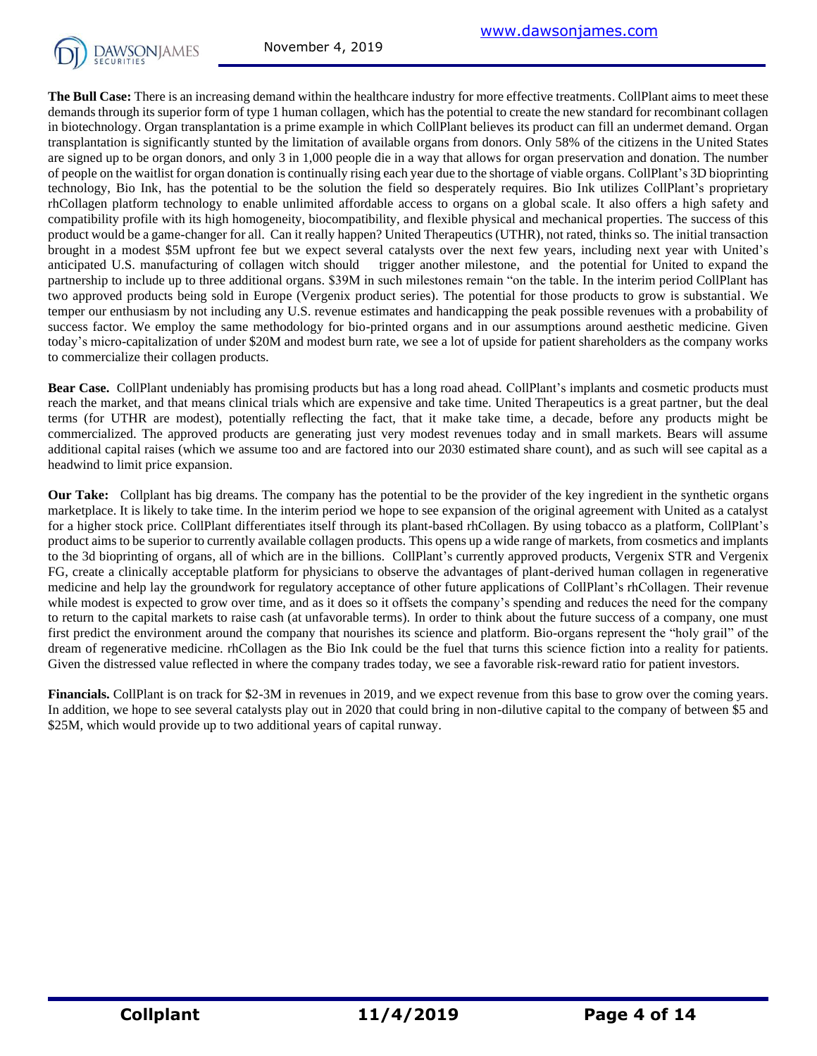**The Bull Case:** There is an increasing demand within the healthcare industry for more effective treatments. CollPlant aims to meet these demands through its superior form of type 1 human collagen, which has the potential to create the new standard for recombinant collagen in biotechnology. Organ transplantation is a prime example in which CollPlant believes its product can fill an undermet demand. Organ transplantation is significantly stunted by the limitation of available organs from donors. Only 58% of the citizens in the United States are signed up to be organ donors, and only 3 in 1,000 people die in a way that allows for organ preservation and donation. The number of people on the waitlist for organ donation is continually rising each year due to the shortage of viable organs. CollPlant's 3D bioprinting technology, Bio Ink, has the potential to be the solution the field so desperately requires. Bio Ink utilizes CollPlant's proprietary rhCollagen platform technology to enable unlimited affordable access to organs on a global scale. It also offers a high safety and compatibility profile with its high homogeneity, biocompatibility, and flexible physical and mechanical properties. The success of this product would be a game-changer for all. Can it really happen? United Therapeutics (UTHR), not rated, thinks so. The initial transaction brought in a modest $5M upfront fee but we expect several catalysts over the next few years, including next year with United's anticipated U.S. manufacturing of collagen witch should trigger another milestone, and the potential for United to expand the partnership to include up to three additional organs. $39M in such milestones remain "on the table. In the interim period CollPlant has two approved products being sold in Europe (Vergenix product series). The potential for those products to grow is substantial. We temper our enthusiasm by not including any U.S. revenue estimates and handicapping the peak possible revenues with a probability of success factor. We employ the same methodology for bio-printed organs and in our assumptions around aesthetic medicine. Given today's micro-capitalization of under $20M and modest burn rate, we see a lot of upside for patient shareholders as the company works to commercialize their collagen products.

**Bear Case.** CollPlant undeniably has promising products but has a long road ahead. CollPlant's implants and cosmetic products must reach the market, and that means clinical trials which are expensive and take time. United Therapeutics is a great partner, but the deal terms (for UTHR are modest), potentially reflecting the fact, that it make take time, a decade, before any products might be commercialized. The approved products are generating just very modest revenues today and in small markets. Bears will assume additional capital raises (which we assume too and are factored into our 2030 estimated share count), and as such will see capital as a headwind to limit price expansion.

**Our Take:** Collplant has big dreams. The company has the potential to be the provider of the key ingredient in the synthetic organs marketplace. It is likely to take time. In the interim period we hope to see expansion of the original agreement with United as a catalyst for a higher stock price. CollPlant differentiates itself through its plant-based rhCollagen. By using tobacco as a platform, CollPlant's product aims to be superior to currently available collagen products. This opens up a wide range of markets, from cosmetics and implants to the 3d bioprinting of organs, all of which are in the billions. CollPlant's currently approved products, Vergenix STR and Vergenix FG, create a clinically acceptable platform for physicians to observe the advantages of plant-derived human collagen in regenerative medicine and help lay the groundwork for regulatory acceptance of other future applications of CollPlant's rhCollagen. Their revenue while modest is expected to grow over time, and as it does so it offsets the company's spending and reduces the need for the company to return to the capital markets to raise cash (at unfavorable terms). In order to think about the future success of a company, one must first predict the environment around the company that nourishes its science and platform. Bio-organs represent the "holy grail" of the dream of regenerative medicine. rhCollagen as the Bio Ink could be the fuel that turns this science fiction into a reality for patients. Given the distressed value reflected in where the company trades today, we see a favorable risk-reward ratio for patient investors.

**Financials.** CollPlant is on track for $2-3M in revenues in 2019, and we expect revenue from this base to grow over the coming years. In addition, we hope to see several catalysts play out in 2020 that could bring in non-dilutive capital to the company of between $5 and $25M, which would provide up to two additional years of capital runway.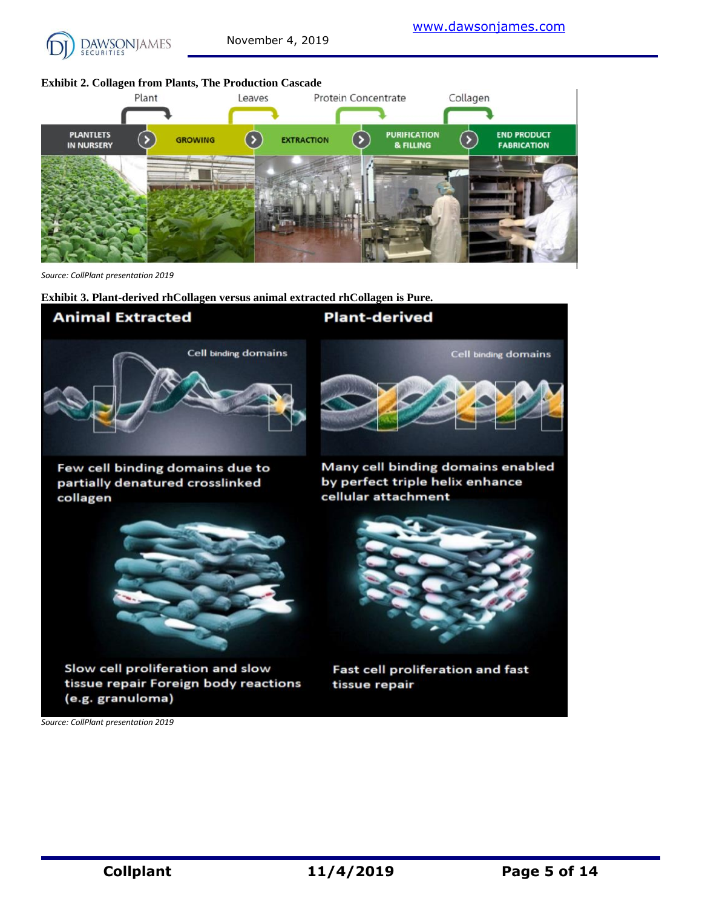**Exhibit 2. Collagen from Plants, The Production Cascade**

Plant → Leaves → Protein Concentrate → Collagen

PLANTLETS IN NURSERY → GROWING → EXTRACTION → PURIFICATION & FILLING → END PRODUCT FABRICATION

*Source: CollPlant presentation 2019*

**Exhibit 3. Plant-derived rhCollagen versus animal extracted rhCollagen is Pure.**

| Animal Extracted | Plant-derived |
| --- | --- |
| Few cell binding domains due to partially denatured crosslinked collagen | Many cell binding domains enabled by perfect triple helix enhance cellular attachment |
| Slow cell proliferation and slow tissue repair Foreign body reactions (e.g. granuloma) | Fast cell proliferation and fast tissue repair |

*Source: CollPlant presentation 2019*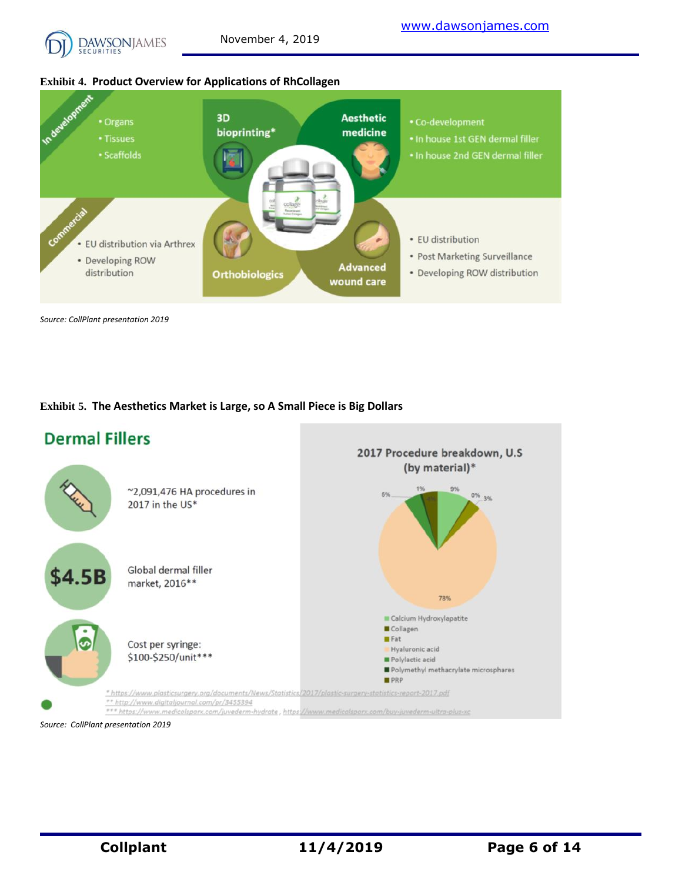**Exhibit 4. Product Overview for Applications of RhCollagen**

In development
- Organs
- Tissues
- Scaffolds

3D bioprinting*

Aesthetic medicine
- Co-development
- In house 1st GEN dermal filler
- In house 2nd GEN dermal filler

Commercial
- EU distribution via Arthrex
- Developing ROW distribution

Orthobiologics

Advanced wound care
- EU distribution
- Post Marketing Surveillance
- Developing ROW distribution

*Source: CollPlant presentation 2019*

**Exhibit 5. The Aesthetics Market is Large, so A Small Piece is Big Dollars**

## Dermal Fillers

~2,091,476 HA procedures in 2017 in the US*

$4.5B — Global dermal filler market, 2016**

Cost per syringe: $100-$250/unit***

2017 Procedure breakdown, U.S (by material)*

| Material | Share |
|---|---|
| Calcium Hydroxylapatite | 9% |
| Collagen | 0% |
| Fat | 3% |
| Hyaluronic acid | 78% |
| Polylactic acid | 5% |
| Polymethyl methacrylate microspheres | 1% |
| PRP | 4% |

\* https://www.plasticsurgery.org/documents/News/Statistics/2017/plastic-surgery-statistics-report-2017.pdf
\*\* http://www.digitaljournal.com/pr/3455394
\*\*\* https://www.medicalsparx.com/juvederm-hydrate , https://www.medicalsparx.com/buy-juvederm-ultra-plus-xc

*Source: CollPlant presentation 2019*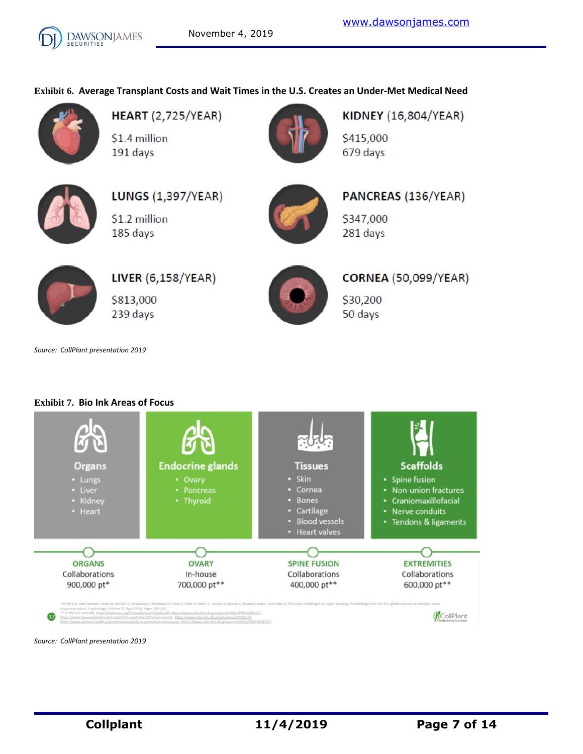**Exhibit 6. Average Transplant Costs and Wait Times in the U.S. Creates an Under-Met Medical Need**

| Organ | Transplants per Year | Average Cost | Wait Time |
|---|---|---|---|
| HEART | 2,725/YEAR | $1.4 million | 191 days |
| KIDNEY | 16,804/YEAR | $415,000 | 679 days |
| LUNGS | 1,397/YEAR | $1.2 million | 185 days |
| PANCREAS | 136/YEAR | $347,000 | 281 days |
| LIVER | 6,158/YEAR | $813,000 | 239 days |
| CORNEA | 50,099/YEAR | $30,200 | 50 days |

*Source: CollPlant presentation 2019*

**Exhibit 7. Bio Ink Areas of Focus**

| Organs | Endocrine glands | Tissues | Scaffolds |
|---|---|---|---|
| • Lungs<br>• Liver<br>• Kidney<br>• Heart | • Ovary<br>• Pancreas<br>• Thyroid | • Skin<br>• Cornea<br>• Bones<br>• Cartilage<br>• Blood vessels<br>• Heart valves | • Spine fusion<br>• Non-union fractures<br>• Craniomaxillofacial<br>• Nerve conduits<br>• Tendons & ligaments |
| **ORGANS**<br>Collaborations<br>900,000 pt* | **OVARY**<br>In-house<br>700,000 pt** | **SPINE FUSION**<br>Collaborations<br>400,000 pt** | **EXTREMITIES**<br>Collaborations<br>600,000 pt** |

*Source: CollPlant presentation 2019*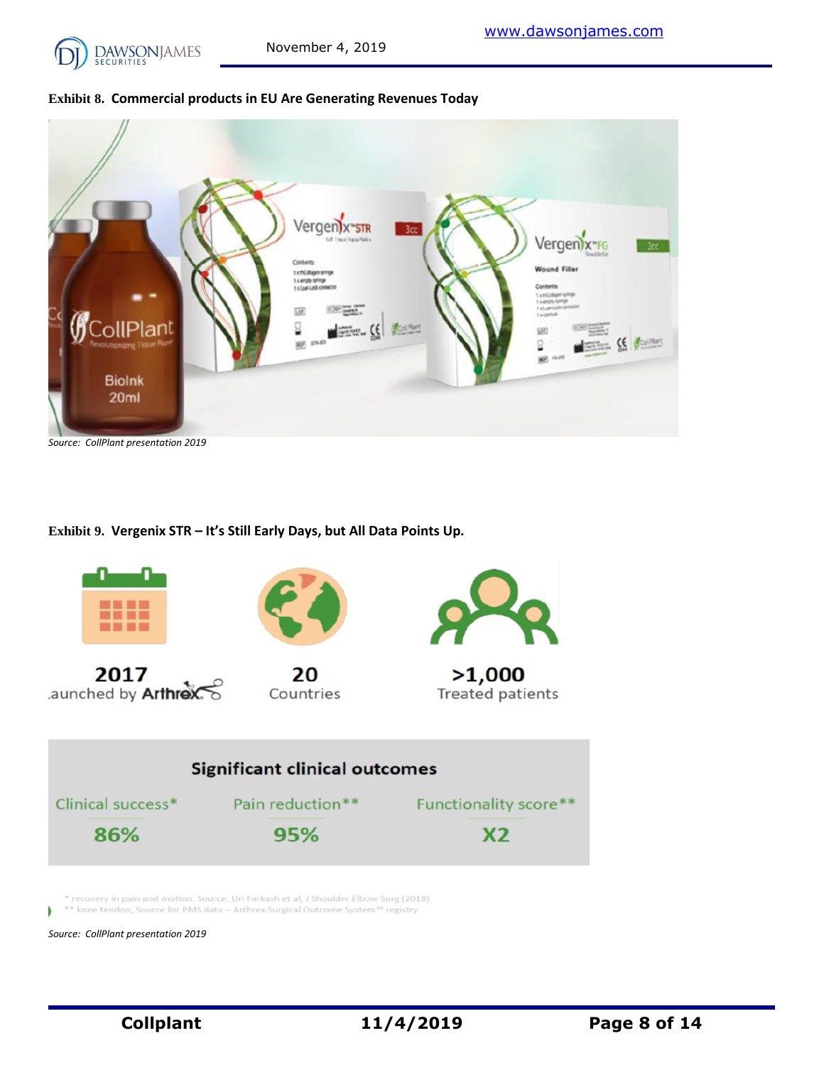**Exhibit 8. Commercial products in EU Are Generating Revenues Today**

*Source: CollPlant presentation 2019*

**Exhibit 9. Vergenix STR – It's Still Early Days, but All Data Points Up.**

| 2017 | 20 | >1,000 |
|---|---|---|
| Launched by Arthrex | Countries | Treated patients |

**Significant clinical outcomes**

| Clinical success* | Pain reduction** | Functionality score** |
|---|---|---|
| 86% | 95% | X2 |

\* recovery in pain and motion. Source: Uri Farkash et al, J Shoulder Elbow Surg (2018)
\*\* knee tendon, Source for PMS data – Arthrex Surgical Outcome System™ registry

*Source: CollPlant presentation 2019*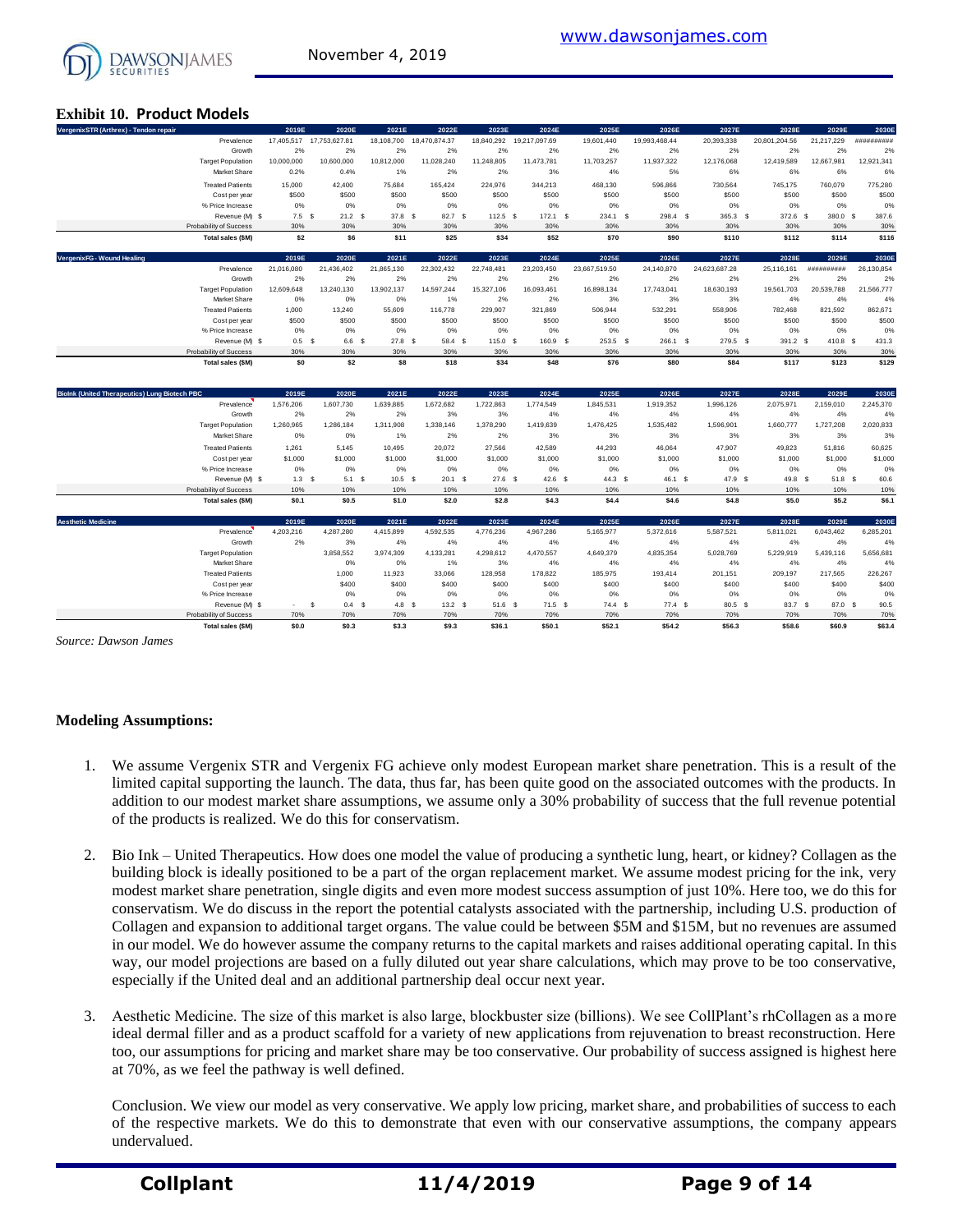## Exhibit 10. Product Models

| VergenixSTR (Arthrex) - Tendon repair | 2019E | 2020E | 2021E | 2022E | 2023E | 2024E | 2025E | 2026E | 2027E | 2028E | 2029E | 2030E |
|---|---|---|---|---|---|---|---|---|---|---|---|---|
| Prevalence | 17,405,517 | 17,753,627.81 | 18,108,700 | 18,470,874.37 | 18,840,292 | 19,217,097.69 | 19,601,440 | 19,993,468.44 | 20,393,338 | 20,801,204.56 | 21,217,229 | ########## |
| Growth | 2% | 2% | 2% | 2% | 2% | 2% | 2% | 2% | 2% | 2% | 2% | 2% |
| Target Population | 10,000,000 | 10,600,000 | 10,812,000 | 11,028,240 | 11,248,805 | 11,473,781 | 11,703,257 | 11,937,322 | 12,176,068 | 12,419,589 | 12,667,981 | 12,921,341 |
| Market Share | 0.2% | 0.4% | 1% | 2% | 2% | 3% | 4% | 5% | 6% | 6% | 6% | 6% |
| Treated Patients | 15,000 | 42,400 | 75,684 | 165,424 | 224,976 | 344,213 | 468,130 | 596,866 | 730,564 | 745,175 | 760,079 | 775,280 |
| Cost per year | $500 | $500 | $500 | $500 | $500 | $500 | $500 | $500 | $500 | $500 | $500 | $500 |
| % Price Increase | 0% | 0% | 0% | 0% | 0% | 0% | 0% | 0% | 0% | 0% | 0% | 0% |
| Revenue (M) | $ 7.5 | $ 21.2 | $ 37.8 | $ 82.7 | $ 112.5 | $ 172.1 | $ 234.1 | $ 298.4 | $ 365.3 | $ 372.6 | $ 380.0 | $ 387.6 |
| Probability of Success | 30% | 30% | 30% | 30% | 30% | 30% | 30% | 30% | 30% | 30% | 30% | 30% |
| **Total sales ($M)** | **$2** | **$6** | **$11** | **$25** | **$34** | **$52** | **$70** | **$90** | **$110** | **$112** | **$114** | **$116** |

| VergenixFG - Wound Healing | 2019E | 2020E | 2021E | 2022E | 2023E | 2024E | 2025E | 2026E | 2027E | 2028E | 2029E | 2030E |
|---|---|---|---|---|---|---|---|---|---|---|---|---|
| Prevalence | 21,016,080 | 21,436,402 | 21,865,130 | 22,302,432 | 22,748,481 | 23,203,450 | 23,667,519.50 | 24,140,870 | 24,623,687.28 | 25,116,161 | ########## | 26,130,854 |
| Growth | 2% | 2% | 2% | 2% | 2% | 2% | 2% | 2% | 2% | 2% | 2% | 2% |
| Target Population | 12,609,648 | 13,240,130 | 13,902,137 | 14,597,244 | 15,327,106 | 16,093,461 | 16,898,134 | 17,743,041 | 18,630,193 | 19,561,703 | 20,539,788 | 21,566,777 |
| Market Share | 0% | 0% | 0% | 1% | 2% | 2% | 3% | 3% | 3% | 4% | 4% | 4% |
| Treated Patients | 1,000 | 13,240 | 55,609 | 116,778 | 229,907 | 321,869 | 506,944 | 532,291 | 558,906 | 782,468 | 821,592 | 862,671 |
| Cost per year | $500 | $500 | $500 | $500 | $500 | $500 | $500 | $500 | $500 | $500 | $500 | $500 |
| % Price Increase | 0% | 0% | 0% | 0% | 0% | 0% | 0% | 0% | 0% | 0% | 0% | 0% |
| Revenue (M) | $ 0.5 | $ 6.6 | $ 27.8 | $ 58.4 | $ 115.0 | $ 160.9 | $ 253.5 | $ 266.1 | $ 279.5 | $ 391.2 | $ 410.8 | $ 431.3 |
| Probability of Success | 30% | 30% | 30% | 30% | 30% | 30% | 30% | 30% | 30% | 30% | 30% | 30% |
| **Total sales ($M)** | **$0** | **$2** | **$8** | **$18** | **$34** | **$48** | **$76** | **$80** | **$84** | **$117** | **$123** | **$129** |

| BioInk (United Therapeutics) Lung Biotech PBC | 2019E | 2020E | 2021E | 2022E | 2023E | 2024E | 2025E | 2026E | 2027E | 2028E | 2029E | 2030E |
|---|---|---|---|---|---|---|---|---|---|---|---|---|
| Prevalence | 1,576,206 | 1,607,730 | 1,639,885 | 1,672,682 | 1,722,863 | 1,774,549 | 1,845,531 | 1,919,352 | 1,996,126 | 2,075,971 | 2,159,010 | 2,245,370 |
| Growth | 2% | 2% | 2% | 2% | 3% | 3% | 4% | 4% | 4% | 4% | 4% | 4% |
| Target Population | 1,260,965 | 1,286,184 | 1,311,908 | 1,338,146 | 1,378,290 | 1,419,639 | 1,476,425 | 1,535,482 | 1,596,901 | 1,660,777 | 1,727,208 | 2,020,833 |
| Market Share | 0% | 0% | 1% | 2% | 2% | 3% | 3% | 3% | 3% | 3% | 3% | 3% |
| Treated Patients | 1,261 | 5,145 | 10,495 | 20,072 | 27,566 | 42,589 | 44,293 | 46,064 | 47,907 | 49,823 | 51,816 | 60,625 |
| Cost per year | $1,000 | $1,000 | $1,000 | $1,000 | $1,000 | $1,000 | $1,000 | $1,000 | $1,000 | $1,000 | $1,000 | $1,000 |
| % Price Increase | 0% | 0% | 0% | 0% | 0% | 0% | 0% | 0% | 0% | 0% | 0% | 0% |
| Revenue (M) | $ 1.3 | $ 5.1 | $ 10.5 | $ 20.1 | $ 27.6 | $ 42.6 | $ 44.3 | $ 46.1 | $ 47.9 | $ 49.8 | $ 51.8 | $ 60.6 |
| Probability of Success | 10% | 10% | 10% | 10% | 10% | 10% | 10% | 10% | 10% | 10% | 10% | 10% |
| **Total sales ($M)** | **$0.1** | **$0.5** | **$1.0** | **$2.0** | **$2.8** | **$4.3** | **$4.4** | **$4.6** | **$4.8** | **$5.0** | **$5.2** | **$6.1** |

| Aesthetic Medicine | 2019E | 2020E | 2021E | 2022E | 2023E | 2024E | 2025E | 2026E | 2027E | 2028E | 2029E | 2030E |
|---|---|---|---|---|---|---|---|---|---|---|---|---|
| Prevalence | 4,203,216 | 4,287,280 | 4,415,899 | 4,592,535 | 4,776,236 | 4,967,286 | 5,165,977 | 5,372,616 | 5,587,521 | 5,811,021 | 6,043,462 | 6,285,201 |
| Growth | 2% | 3% | 4% | 4% | 4% | 4% | 4% | 4% | 4% | 4% | 4% | 4% |
| Target Population | | 3,858,552 | 3,974,309 | 4,133,281 | 4,298,612 | 4,470,557 | 4,649,379 | 4,835,354 | 5,028,769 | 5,229,919 | 5,439,116 | 5,656,681 |
| Market Share | | 0% | 0% | 1% | 3% | 4% | 4% | 4% | 4% | 4% | 4% | 4% |
| Treated Patients | | 1,000 | 11,923 | 33,066 | 128,958 | 178,822 | 185,975 | 193,414 | 201,151 | 209,197 | 217,565 | 226,267 |
| Cost per year | | $400 | $400 | $400 | $400 | $400 | $400 | $400 | $400 | $400 | $400 | $400 |
| % Price Increase | | 0% | 0% | 0% | 0% | 0% | 0% | 0% | 0% | 0% | 0% | 0% |
| Revenue (M) | $ - | $ 0.4 | $ 4.8 | $ 13.2 | $ 51.6 | $ 71.5 | $ 74.4 | $ 77.4 | $ 80.5 | $ 83.7 | $ 87.0 | $ 90.5 |
| Probability of Success | 70% | 70% | 70% | 70% | 70% | 70% | 70% | 70% | 70% | 70% | 70% | 70% |
| **Total sales ($M)** | **$0.0** | **$0.3** | **$3.3** | **$9.3** | **$36.1** | **$50.1** | **$52.1** | **$54.2** | **$56.3** | **$58.6** | **$60.9** | **$63.4** |

*Source: Dawson James*

**Modeling Assumptions:**

1. We assume Vergenix STR and Vergenix FG achieve only modest European market share penetration. This is a result of the limited capital supporting the launch. The data, thus far, has been quite good on the associated outcomes with the products. In addition to our modest market share assumptions, we assume only a 30% probability of success that the full revenue potential of the products is realized. We do this for conservatism.

2. Bio Ink – United Therapeutics. How does one model the value of producing a synthetic lung, heart, or kidney? Collagen as the building block is ideally positioned to be a part of the organ replacement market. We assume modest pricing for the ink, very modest market share penetration, single digits and even more modest success assumption of just 10%. Here too, we do this for conservatism. We do discuss in the report the potential catalysts associated with the partnership, including U.S. production of Collagen and expansion to additional target organs. The value could be between $5M and $15M, but no revenues are assumed in our model. We do however assume the company returns to the capital markets and raises additional operating capital. In this way, our model projections are based on a fully diluted out year share calculations, which may prove to be too conservative, especially if the United deal and an additional partnership deal occur next year.

3. Aesthetic Medicine. The size of this market is also large, blockbuster size (billions). We see CollPlant's rhCollagen as a more ideal dermal filler and as a product scaffold for a variety of new applications from rejuvenation to breast reconstruction. Here too, our assumptions for pricing and market share may be too conservative. Our probability of success assigned is highest here at 70%, as we feel the pathway is well defined.

   Conclusion. We view our model as very conservative. We apply low pricing, market share, and probabilities of success to each of the respective markets. We do this to demonstrate that even with our conservative assumptions, the company appears undervalued.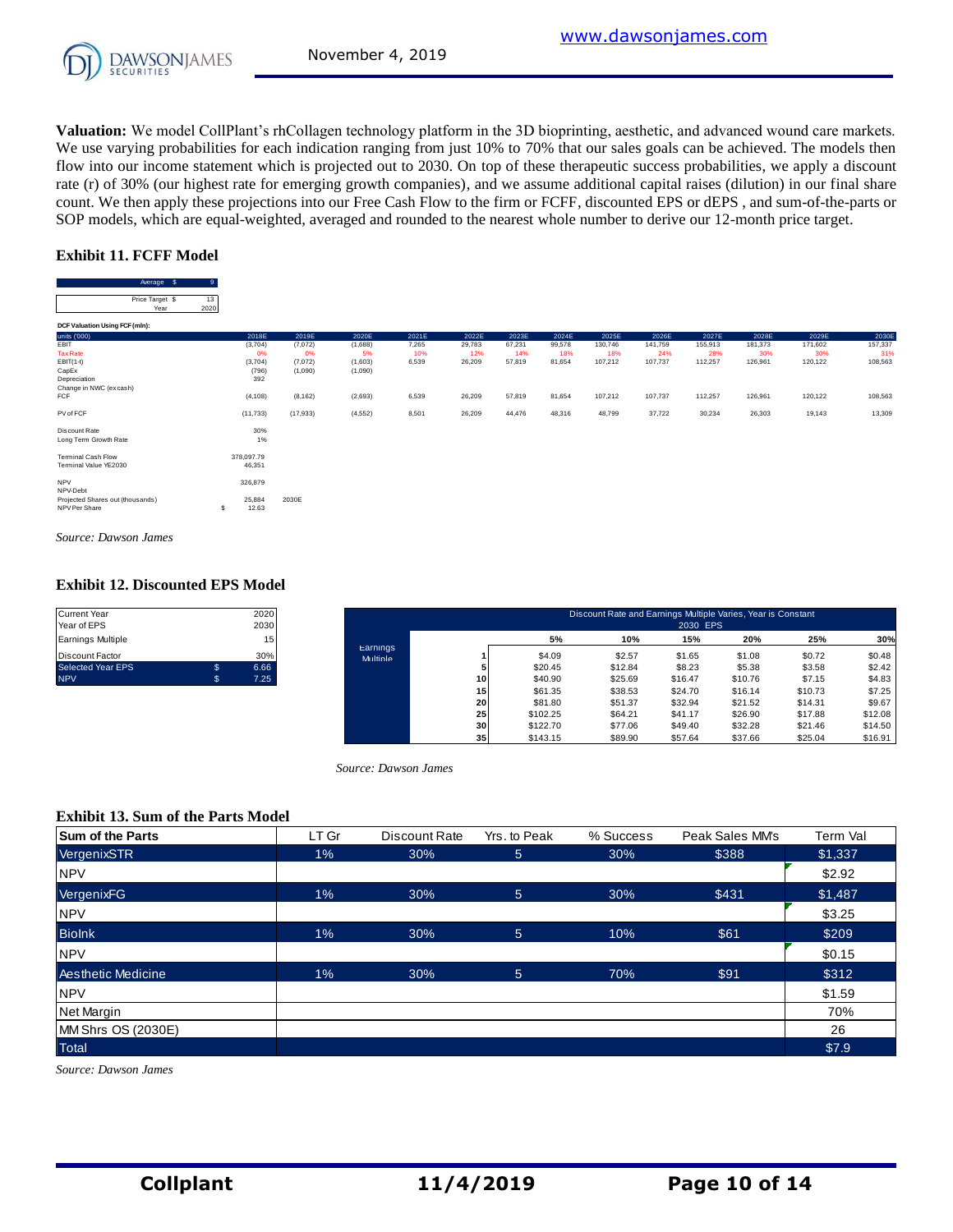**Valuation:** We model CollPlant's rhCollagen technology platform in the 3D bioprinting, aesthetic, and advanced wound care markets. We use varying probabilities for each indication ranging from just 10% to 70% that our sales goals can be achieved. The models then flow into our income statement which is projected out to 2030. On top of these therapeutic success probabilities, we apply a discount rate (r) of 30% (our highest rate for emerging growth companies), and we assume additional capital raises (dilution) in our final share count. We then apply these projections into our Free Cash Flow to the firm or FCFF, discounted EPS or dEPS , and sum-of-the-parts or SOP models, which are equal-weighted, averaged and rounded to the nearest whole number to derive our 12-month price target.

### Exhibit 11. FCFF Model

| | |
|---|---|
| Average $ | 9 |
| Price Target $ | 13 |
| Year | 2020 |

**DCF Valuation Using FCF (mln):**

| units ('000) | 2018E | 2019E | 2020E | 2021E | 2022E | 2023E | 2024E | 2025E | 2026E | 2027E | 2028E | 2029E | 2030E |
|---|---|---|---|---|---|---|---|---|---|---|---|---|---|
| EBIT | (3,704) | (7,072) | (1,688) | 7,265 | 29,783 | 67,231 | 99,578 | 130,746 | 141,759 | 155,913 | 181,373 | 171,602 | 157,337 |
| Tax Rate | 0% | 0% | 5% | 10% | 12% | 14% | 18% | 18% | 24% | 28% | 30% | 30% | 31% |
| EBIT(1-t) | (3,704) | (7,072) | (1,603) | 6,539 | 26,209 | 57,819 | 81,654 | 107,212 | 107,737 | 112,257 | 126,961 | 120,122 | 108,563 |
| CapEx | (796) | (1,090) | (1,090) | | | | | | | | | | |
| Depreciation | 392 | | | | | | | | | | | | |
| Change in NWC (ex cash) | | | | | | | | | | | | | |
| FCF | (4,108) | (8,162) | (2,693) | 6,539 | 26,209 | 57,819 | 81,654 | 107,212 | 107,737 | 112,257 | 126,961 | 120,122 | 108,563 |
| PV of FCF | (11,733) | (17,933) | (4,552) | 8,501 | 26,209 | 44,476 | 48,316 | 48,799 | 37,722 | 30,234 | 26,303 | 19,143 | 13,309 |
| Discount Rate | 30% | | | | | | | | | | | | |
| Long Term Growth Rate | 1% | | | | | | | | | | | | |
| Terminal Cash Flow | 378,097.79 | | | | | | | | | | | | |
| Terminal Value YE2030 | 46,351 | | | | | | | | | | | | |
| NPV | 326,879 | | | | | | | | | | | | |
| NPV-Debt | | | | | | | | | | | | | |
| Projected Shares out (thousands) | 25,884 | 2030E | | | | | | | | | | | |
| NPV Per Share | $ 12.63 | | | | | | | | | | | | |

*Source: Dawson James*

### Exhibit 12. Discounted EPS Model

| | | |
|---|---|---|
| Current Year | | 2020 |
| Year of EPS | | 2030 |
| Earnings Multiple | | 15 |
| Discount Factor | | 30% |
| Selected Year EPS | $ | 6.66 |
| NPV | $ | 7.25 |

Discount Rate and Earnings Multiple Varies, Year is Constant — 2030 EPS

| Earnings Multiple | 5% | 10% | 15% | 20% | 25% | 30% |
|---|---|---|---|---|---|---|
| 1 | $4.09 | $2.57 | $1.65 | $1.08 | $0.72 | $0.48 |
| 5 | $20.45 | $12.84 | $8.23 | $5.38 | $3.58 | $2.42 |
| 10 | $40.90 | $25.69 | $16.47 | $10.76 | $7.15 | $4.83 |
| 15 | $61.35 | $38.53 | $24.70 | $16.14 | $10.73 | $7.25 |
| 20 | $81.80 | $51.37 | $32.94 | $21.52 | $14.31 | $9.67 |
| 25 | $102.25 | $64.21 | $41.17 | $26.90 | $17.88 | $12.08 |
| 30 | $122.70 | $77.06 | $49.40 | $32.28 | $21.46 | $14.50 |
| 35 | $143.15 | $89.90 | $57.64 | $37.66 | $25.04 | $16.91 |

*Source: Dawson James*

### Exhibit 13. Sum of the Parts Model

| Sum of the Parts | LT Gr | Discount Rate | Yrs. to Peak | % Success | Peak Sales MM's | Term Val |
|---|---|---|---|---|---|---|
| VergenixSTR | 1% | 30% | 5 | 30% | $388 | $1,337 |
| NPV | | | | | | $2.92 |
| VergenixFG | 1% | 30% | 5 | 30% | $431 | $1,487 |
| NPV | | | | | | $3.25 |
| BioInk | 1% | 30% | 5 | 10% | $61 | $209 |
| NPV | | | | | | $0.15 |
| Aesthetic Medicine | 1% | 30% | 5 | 70% | $91 | $312 |
| NPV | | | | | | $1.59 |
| Net Margin | | | | | | 70% |
| MM Shrs OS (2030E) | | | | | | 26 |
| Total | | | | | | $7.9 |

*Source: Dawson James*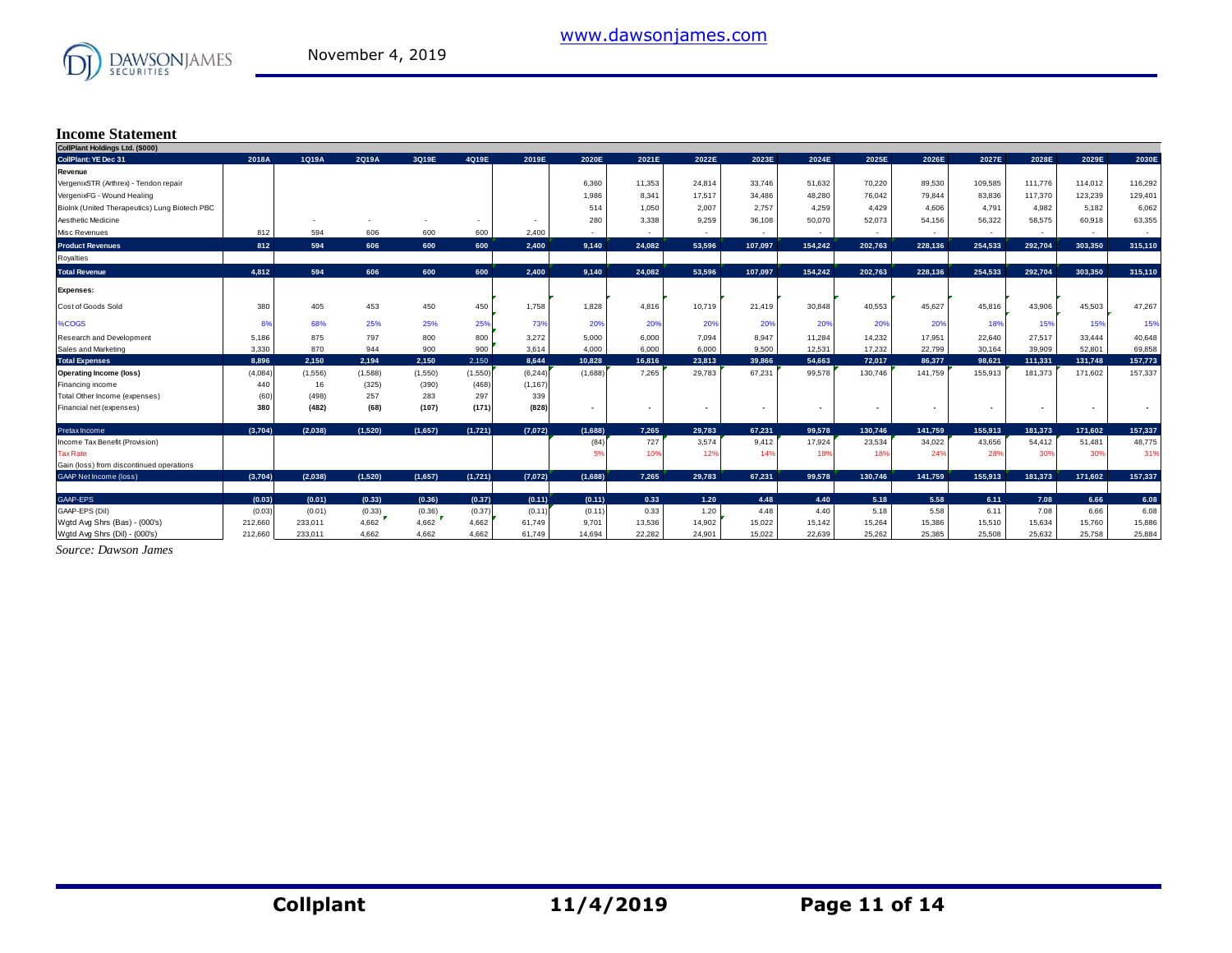November 4, 2019

www.dawsonjames.com

## Income Statement

| CollPlant Holdings Ltd. ($000) | | | | | | | | | | | | | | | | | |
|---|---|---|---|---|---|---|---|---|---|---|---|---|---|---|---|---|---|
| **CollPlant: YE Dec 31** | **2018A** | **1Q19A** | **2Q19A** | **3Q19E** | **4Q19E** | **2019E** | **2020E** | **2021E** | **2022E** | **2023E** | **2024E** | **2025E** | **2026E** | **2027E** | **2028E** | **2029E** | **2030E** |
| **Revenue** | | | | | | | | | | | | | | | | | |
| VergenixSTR (Arthrex) - Tendon repair | | | | | | | 6,360 | 11,353 | 24,814 | 33,746 | 51,632 | 70,220 | 89,530 | 109,585 | 111,776 | 114,012 | 116,292 |
| VergenixFG - Wound Healing | | | | | | | 1,986 | 8,341 | 17,517 | 34,486 | 48,280 | 76,042 | 79,844 | 83,836 | 117,370 | 123,239 | 129,401 |
| BioInk (United Therapeutics) Lung Biotech PBC | | | | | | | 514 | 1,050 | 2,007 | 2,757 | 4,259 | 4,429 | 4,606 | 4,791 | 4,982 | 5,182 | 6,062 |
| Aesthetic Medicine | | - | - | - | - | - | 280 | 3,338 | 9,259 | 36,108 | 50,070 | 52,073 | 54,156 | 56,322 | 58,575 | 60,918 | 63,355 |
| Misc Revenues | 812 | 594 | 606 | 600 | 600 | 2,400 | - | - | - | - | - | - | - | - | - | - | - |
| **Product Revenues** | **812** | **594** | **606** | **600** | **600** | **2,400** | **9,140** | **24,082** | **53,596** | **107,097** | **154,242** | **202,763** | **228,136** | **254,533** | **292,704** | **303,350** | **315,110** |
| Royalties | | | | | | | | | | | | | | | | | |
| **Total Revenue** | **4,812** | **594** | **606** | **600** | **600** | **2,400** | **9,140** | **24,082** | **53,596** | **107,097** | **154,242** | **202,763** | **228,136** | **254,533** | **292,704** | **303,350** | **315,110** |
| **Expenses:** | | | | | | | | | | | | | | | | | |
| Cost of Goods Sold | 380 | 405 | 453 | 450 | 450 | 1,758 | 1,828 | 4,816 | 10,719 | 21,419 | 30,848 | 40,553 | 45,627 | 45,816 | 43,906 | 45,503 | 47,267 |
| %COGS | 8% | 68% | 25% | 25% | 25% | 73% | 20% | 20% | 20% | 20% | 20% | 20% | 20% | 18% | 15% | 15% | 15% |
| Research and Development | 5,186 | 875 | 797 | 800 | 800 | 3,272 | 5,000 | 6,000 | 7,094 | 8,947 | 11,284 | 14,232 | 17,951 | 22,640 | 27,517 | 33,444 | 40,648 |
| Sales and Marketing | 3,330 | 870 | 944 | 900 | 900 | 3,614 | 4,000 | 6,000 | 6,000 | 9,500 | 12,531 | 17,232 | 22,799 | 30,164 | 39,909 | 52,801 | 69,858 |
| **Total Expenses** | **8,896** | **2,150** | **2,194** | **2,150** | **2,150** | **8,644** | **10,828** | **16,816** | **23,813** | **39,866** | **54,663** | **72,017** | **86,377** | **98,621** | **111,331** | **131,748** | **157,773** |
| **Operating Income (loss)** | (4,084) | (1,556) | (1,588) | (1,550) | (1,550) | (6,244) | (1,688) | 7,265 | 29,783 | 67,231 | 99,578 | 130,746 | 141,759 | 155,913 | 181,373 | 171,602 | 157,337 |
| Financing income | 440 | 16 | (325) | (390) | (468) | (1,167) | | | | | | | | | | | |
| Total Other Income (expenses) | (60) | (498) | 257 | 283 | 297 | 339 | | | | | | | | | | | |
| Financial net (expenses) | **380** | **(482)** | **(68)** | **(107)** | **(171)** | **(828)** | - | - | - | - | - | - | - | - | - | - | - |
| Pretax Income | **(3,704)** | **(2,038)** | **(1,520)** | **(1,657)** | **(1,721)** | **(7,072)** | **(1,688)** | **7,265** | **29,783** | **67,231** | **99,578** | **130,746** | **141,759** | **155,913** | **181,373** | **171,602** | **157,337** |
| Income Tax Benefit (Provision) | | | | | | | (84) | 727 | 3,574 | 9,412 | 17,924 | 23,534 | 34,022 | 43,656 | 54,412 | 51,481 | 48,775 |
| Tax Rate | | | | | | | 5% | 10% | 12% | 14% | 18% | 18% | 24% | 28% | 30% | 30% | 31% |
| Gain (loss) from discontinued operations | | | | | | | | | | | | | | | | | |
| GAAP Net Income (loss) | **(3,704)** | **(2,038)** | **(1,520)** | **(1,657)** | **(1,721)** | **(7,072)** | **(1,688)** | **7,265** | **29,783** | **67,231** | **99,578** | **130,746** | **141,759** | **155,913** | **181,373** | **171,602** | **157,337** |
| GAAP-EPS | **(0.03)** | **(0.01)** | **(0.33)** | **(0.36)** | **(0.37)** | **(0.11)** | **(0.11)** | **0.33** | **1.20** | **4.48** | **4.40** | **5.18** | **5.58** | **6.11** | **7.08** | **6.66** | **6.08** |
| GAAP-EPS (Dil) | (0.03) | (0.01) | (0.33) | (0.36) | (0.37) | (0.11) | (0.11) | 0.33 | 1.20 | 4.48 | 4.40 | 5.18 | 5.58 | 6.11 | 7.08 | 6.66 | 6.08 |
| Wgtd Avg Shrs (Bas) - (000's) | 212,660 | 233,011 | 4,662 | 4,662 | 4,662 | 61,749 | 9,701 | 13,536 | 14,902 | 15,022 | 15,142 | 15,264 | 15,386 | 15,510 | 15,634 | 15,760 | 15,886 |
| Wgtd Avg Shrs (Dil) - (000's) | 212,660 | 233,011 | 4,662 | 4,662 | 4,662 | 61,749 | 14,694 | 22,282 | 24,901 | 15,022 | 22,639 | 25,262 | 25,385 | 25,508 | 25,632 | 25,758 | 25,884 |

*Source: Dawson James*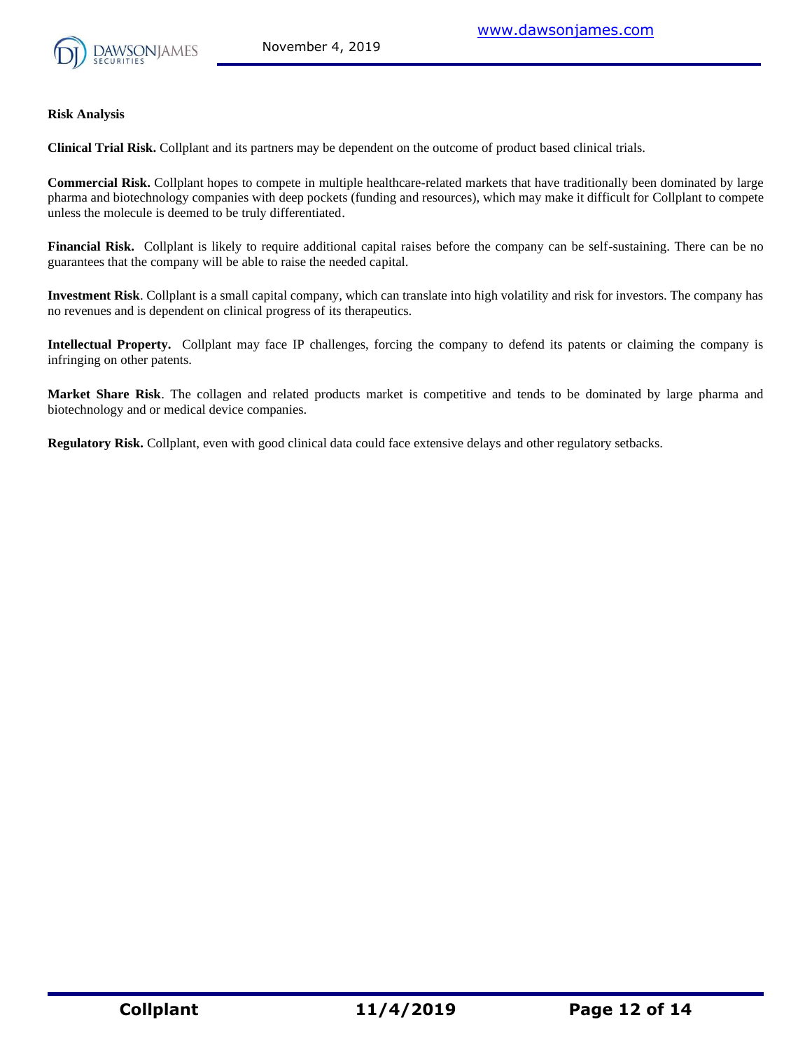**Risk Analysis**

**Clinical Trial Risk.** Collplant and its partners may be dependent on the outcome of product based clinical trials.

**Commercial Risk.** Collplant hopes to compete in multiple healthcare-related markets that have traditionally been dominated by large pharma and biotechnology companies with deep pockets (funding and resources), which may make it difficult for Collplant to compete unless the molecule is deemed to be truly differentiated.

**Financial Risk.** Collplant is likely to require additional capital raises before the company can be self-sustaining. There can be no guarantees that the company will be able to raise the needed capital.

**Investment Risk**. Collplant is a small capital company, which can translate into high volatility and risk for investors. The company has no revenues and is dependent on clinical progress of its therapeutics.

**Intellectual Property.** Collplant may face IP challenges, forcing the company to defend its patents or claiming the company is infringing on other patents.

**Market Share Risk**. The collagen and related products market is competitive and tends to be dominated by large pharma and biotechnology and or medical device companies.

**Regulatory Risk.** Collplant, even with good clinical data could face extensive delays and other regulatory setbacks.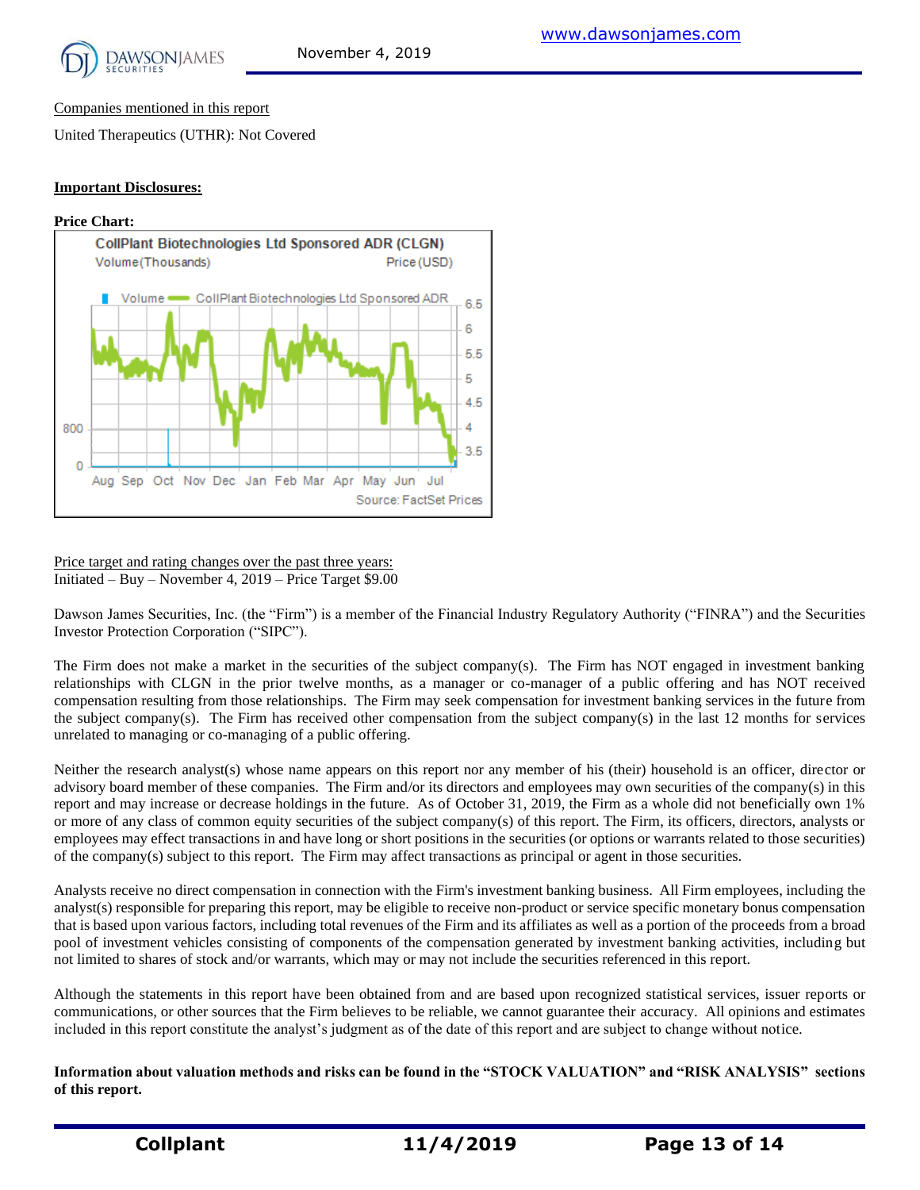Companies mentioned in this report

United Therapeutics (UTHR): Not Covered

**Important Disclosures:**

**Price Chart:**

Price target and rating changes over the past three years:
Initiated – Buy – November 4, 2019 – Price Target $9.00

Dawson James Securities, Inc. (the "Firm") is a member of the Financial Industry Regulatory Authority ("FINRA") and the Securities Investor Protection Corporation ("SIPC").

The Firm does not make a market in the securities of the subject company(s). The Firm has NOT engaged in investment banking relationships with CLGN in the prior twelve months, as a manager or co-manager of a public offering and has NOT received compensation resulting from those relationships. The Firm may seek compensation for investment banking services in the future from the subject company(s). The Firm has received other compensation from the subject company(s) in the last 12 months for services unrelated to managing or co-managing of a public offering.

Neither the research analyst(s) whose name appears on this report nor any member of his (their) household is an officer, director or advisory board member of these companies. The Firm and/or its directors and employees may own securities of the company(s) in this report and may increase or decrease holdings in the future. As of October 31, 2019, the Firm as a whole did not beneficially own 1% or more of any class of common equity securities of the subject company(s) of this report. The Firm, its officers, directors, analysts or employees may effect transactions in and have long or short positions in the securities (or options or warrants related to those securities) of the company(s) subject to this report. The Firm may affect transactions as principal or agent in those securities.

Analysts receive no direct compensation in connection with the Firm's investment banking business. All Firm employees, including the analyst(s) responsible for preparing this report, may be eligible to receive non-product or service specific monetary bonus compensation that is based upon various factors, including total revenues of the Firm and its affiliates as well as a portion of the proceeds from a broad pool of investment vehicles consisting of components of the compensation generated by investment banking activities, including but not limited to shares of stock and/or warrants, which may or may not include the securities referenced in this report.

Although the statements in this report have been obtained from and are based upon recognized statistical services, issuer reports or communications, or other sources that the Firm believes to be reliable, we cannot guarantee their accuracy. All opinions and estimates included in this report constitute the analyst's judgment as of the date of this report and are subject to change without notice.

**Information about valuation methods and risks can be found in the "STOCK VALUATION" and "RISK ANALYSIS" sections of this report.**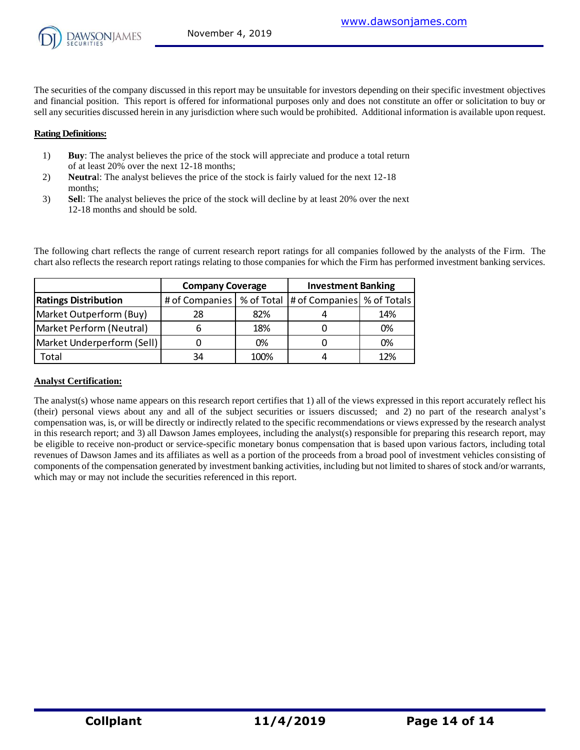The securities of the company discussed in this report may be unsuitable for investors depending on their specific investment objectives and financial position. This report is offered for informational purposes only and does not constitute an offer or solicitation to buy or sell any securities discussed herein in any jurisdiction where such would be prohibited. Additional information is available upon request.

**Rating Definitions:**

1) **Buy**: The analyst believes the price of the stock will appreciate and produce a total return of at least 20% over the next 12-18 months;
2) **Neutral**: The analyst believes the price of the stock is fairly valued for the next 12-18 months;
3) **Sell**: The analyst believes the price of the stock will decline by at least 20% over the next 12-18 months and should be sold.

The following chart reflects the range of current research report ratings for all companies followed by the analysts of the Firm. The chart also reflects the research report ratings relating to those companies for which the Firm has performed investment banking services.

| | Company Coverage | | Investment Banking | |
|---|---|---|---|---|
| **Ratings Distribution** | # of Companies | % of Total | # of Companies | % of Totals |
| Market Outperform (Buy) | 28 | 82% | 4 | 14% |
| Market Perform (Neutral) | 6 | 18% | 0 | 0% |
| Market Underperform (Sell) | 0 | 0% | 0 | 0% |
| Total | 34 | 100% | 4 | 12% |

**Analyst Certification:**

The analyst(s) whose name appears on this research report certifies that 1) all of the views expressed in this report accurately reflect his (their) personal views about any and all of the subject securities or issuers discussed; and 2) no part of the research analyst's compensation was, is, or will be directly or indirectly related to the specific recommendations or views expressed by the research analyst in this research report; and 3) all Dawson James employees, including the analyst(s) responsible for preparing this research report, may be eligible to receive non-product or service-specific monetary bonus compensation that is based upon various factors, including total revenues of Dawson James and its affiliates as well as a portion of the proceeds from a broad pool of investment vehicles consisting of components of the compensation generated by investment banking activities, including but not limited to shares of stock and/or warrants, which may or may not include the securities referenced in this report.